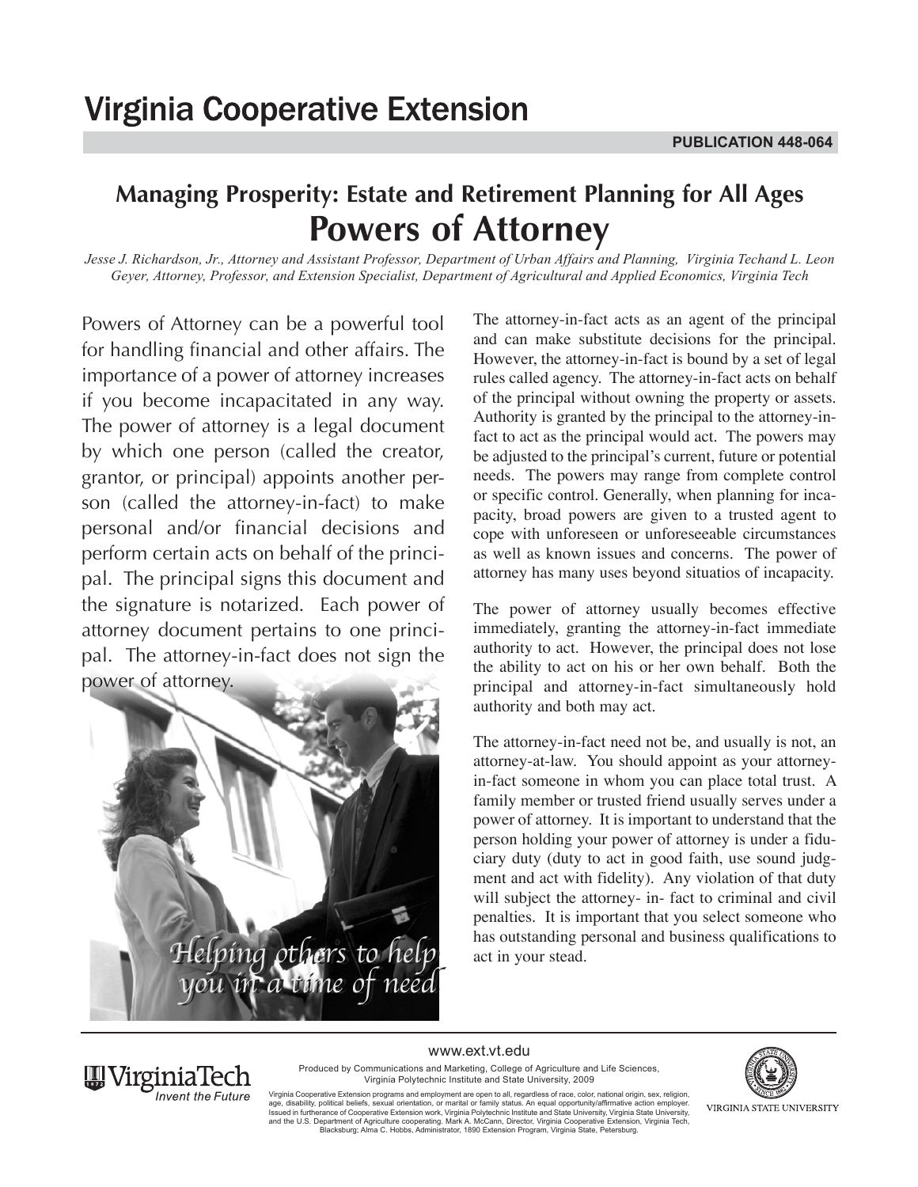# Virginia Cooperative Extension

**PUBLICATION 448-064**

## Managing Prosperity: Estate and Retirement Planning for All Ages

# Powers of Attorney

*Jesse J. Richardson, Jr., Attorney and Assistant Professor, Department of Urban Affairs and Planning, Virginia Techand L. Leon Geyer, Attorney, Professor, and Extension Specialist, Department of Agricultural and Applied Economics, Virginia Tech*

Powers of Attorney can be a powerful tool for handling financial and other affairs. The importance of a power of attorney increases if you become incapacitated in any way. The power of attorney is a legal document by which one person (called the creator, grantor, or principal) appoints another person (called the attorney-in-fact) to make personal and/or financial decisions and perform certain acts on behalf of the principal. The principal signs this document and the signature is notarized. Each power of attorney document pertains to one principal. The attorney-in-fact does not sign the power of attorney.

*Helping others to help you in a time of need*

The attorney-in-fact acts as an agent of the principal and can make substitute decisions for the principal. However, the attorney-in-fact is bound by a set of legal rules called agency. The attorney-in-fact acts on behalf of the principal without owning the property or assets. Authority is granted by the principal to the attorney-in-fact to act as the principal would act. The powers may be adjusted to the principal's current, future or potential needs. The powers may range from complete control or specific control. Generally, when planning for incapacity, broad powers are given to a trusted agent to cope with unforeseen or unforeseeable circumstances as well as known issues and concerns. The power of attorney has many uses beyond situatios of incapacity.

The power of attorney usually becomes effective immediately, granting the attorney-in-fact immediate authority to act. However, the principal does not lose the ability to act on his or her own behalf. Both the principal and attorney-in-fact simultaneously hold authority and both may act.

The attorney-in-fact need not be, and usually is not, an attorney-at-law. You should appoint as your attorney-in-fact someone in whom you can place total trust. A family member or trusted friend usually serves under a power of attorney. It is important to understand that the person holding your power of attorney is under a fiduciary duty (duty to act in good faith, use sound judgment and act with fidelity). Any violation of that duty will subject the attorney- in- fact to criminal and civil penalties. It is important that you select someone who has outstanding personal and business qualifications to act in your stead.

www.ext.vt.edu

Produced by Communications and Marketing, College of Agriculture and Life Sciences, Virginia Polytechnic Institute and State University, 2009

Virginia Cooperative Extension programs and employment are open to all, regardless of race, color, national origin, sex, religion, age, disability, political beliefs, sexual orientation, or marital or family status. An equal opportunity/affirmative action employer. Issued in furtherance of Cooperative Extension work, Virginia Polytechnic Institute and State University, Virginia State University, and the U.S. Department of Agriculture cooperating. Mark A. McCann, Director, Virginia Cooperative Extension, Virginia Tech, Blacksburg; Alma C. Hobbs, Administrator, 1890 Extension Program, Virginia State, Petersburg.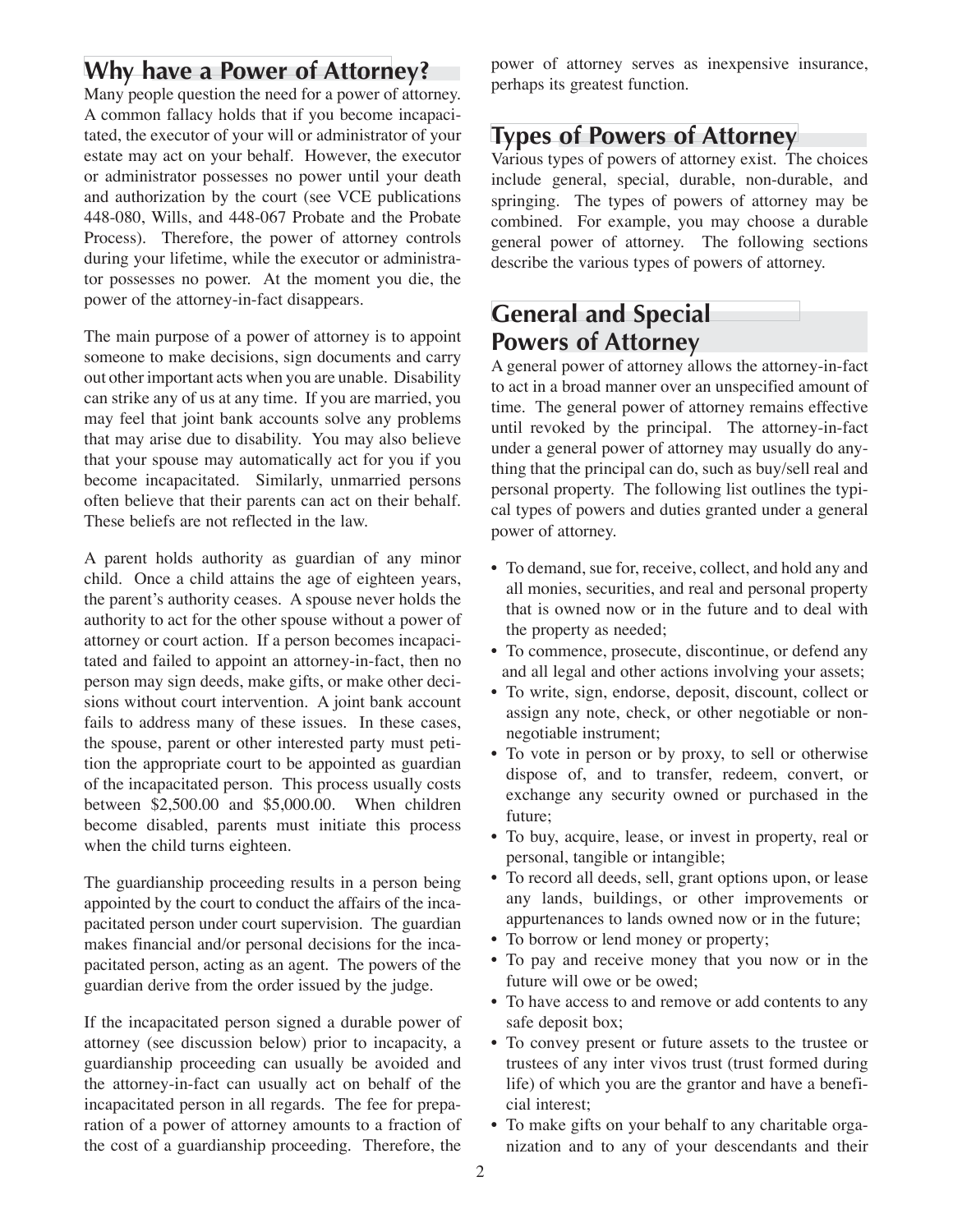## Why have a Power of Attorney?

Many people question the need for a power of attorney. A common fallacy holds that if you become incapacitated, the executor of your will or administrator of your estate may act on your behalf. However, the executor or administrator possesses no power until your death and authorization by the court (see VCE publications 448-080, Wills, and 448-067 Probate and the Probate Process). Therefore, the power of attorney controls during your lifetime, while the executor or administrator possesses no power. At the moment you die, the power of the attorney-in-fact disappears.

The main purpose of a power of attorney is to appoint someone to make decisions, sign documents and carry out other important acts when you are unable. Disability can strike any of us at any time. If you are married, you may feel that joint bank accounts solve any problems that may arise due to disability. You may also believe that your spouse may automatically act for you if you become incapacitated. Similarly, unmarried persons often believe that their parents can act on their behalf. These beliefs are not reflected in the law.

A parent holds authority as guardian of any minor child. Once a child attains the age of eighteen years, the parent's authority ceases. A spouse never holds the authority to act for the other spouse without a power of attorney or court action. If a person becomes incapacitated and failed to appoint an attorney-in-fact, then no person may sign deeds, make gifts, or make other decisions without court intervention. A joint bank account fails to address many of these issues. In these cases, the spouse, parent or other interested party must petition the appropriate court to be appointed as guardian of the incapacitated person. This process usually costs between $2,500.00 and $5,000.00. When children become disabled, parents must initiate this process when the child turns eighteen.

The guardianship proceeding results in a person being appointed by the court to conduct the affairs of the incapacitated person under court supervision. The guardian makes financial and/or personal decisions for the incapacitated person, acting as an agent. The powers of the guardian derive from the order issued by the judge.

If the incapacitated person signed a durable power of attorney (see discussion below) prior to incapacity, a guardianship proceeding can usually be avoided and the attorney-in-fact can usually act on behalf of the incapacitated person in all regards. The fee for preparation of a power of attorney amounts to a fraction of the cost of a guardianship proceeding. Therefore, the power of attorney serves as inexpensive insurance, perhaps its greatest function.

## Types of Powers of Attorney

Various types of powers of attorney exist. The choices include general, special, durable, non-durable, and springing. The types of powers of attorney may be combined. For example, you may choose a durable general power of attorney. The following sections describe the various types of powers of attorney.

## General and Special Powers of Attorney

A general power of attorney allows the attorney-in-fact to act in a broad manner over an unspecified amount of time. The general power of attorney remains effective until revoked by the principal. The attorney-in-fact under a general power of attorney may usually do anything that the principal can do, such as buy/sell real and personal property. The following list outlines the typical types of powers and duties granted under a general power of attorney.

- To demand, sue for, receive, collect, and hold any and all monies, securities, and real and personal property that is owned now or in the future and to deal with the property as needed;
- To commence, prosecute, discontinue, or defend any and all legal and other actions involving your assets;
- To write, sign, endorse, deposit, discount, collect or assign any note, check, or other negotiable or non-negotiable instrument;
- To vote in person or by proxy, to sell or otherwise dispose of, and to transfer, redeem, convert, or exchange any security owned or purchased in the future;
- To buy, acquire, lease, or invest in property, real or personal, tangible or intangible;
- To record all deeds, sell, grant options upon, or lease any lands, buildings, or other improvements or appurtenances to lands owned now or in the future;
- To borrow or lend money or property;
- To pay and receive money that you now or in the future will owe or be owed;
- To have access to and remove or add contents to any safe deposit box;
- To convey present or future assets to the trustee or trustees of any inter vivos trust (trust formed during life) of which you are the grantor and have a beneficial interest;
- To make gifts on your behalf to any charitable organization and to any of your descendants and their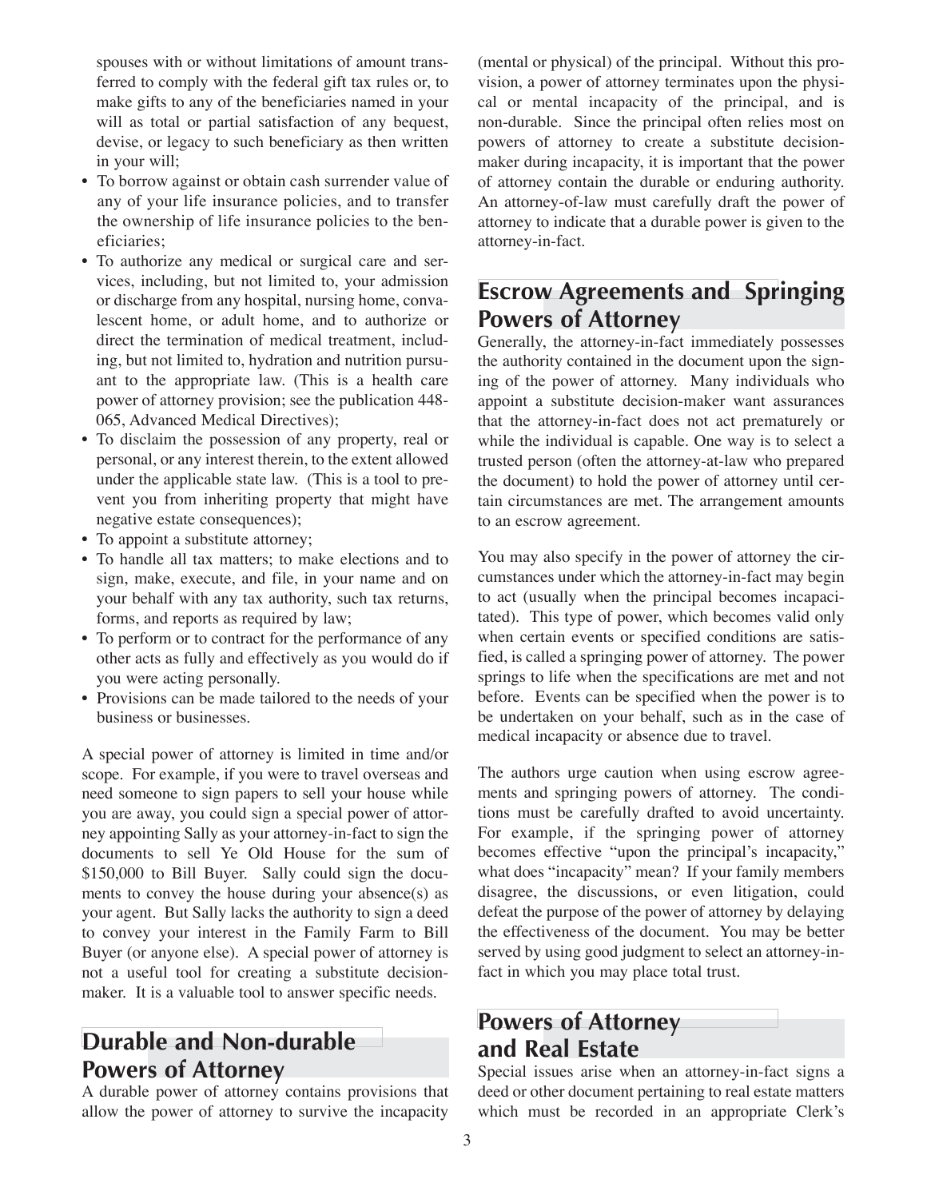spouses with or without limitations of amount transferred to comply with the federal gift tax rules or, to make gifts to any of the beneficiaries named in your will as total or partial satisfaction of any bequest, devise, or legacy to such beneficiary as then written in your will;

- To borrow against or obtain cash surrender value of any of your life insurance policies, and to transfer the ownership of life insurance policies to the beneficiaries;
- To authorize any medical or surgical care and services, including, but not limited to, your admission or discharge from any hospital, nursing home, convalescent home, or adult home, and to authorize or direct the termination of medical treatment, including, but not limited to, hydration and nutrition pursuant to the appropriate law. (This is a health care power of attorney provision; see the publication 448-065, Advanced Medical Directives);
- To disclaim the possession of any property, real or personal, or any interest therein, to the extent allowed under the applicable state law. (This is a tool to prevent you from inheriting property that might have negative estate consequences);
- To appoint a substitute attorney;
- To handle all tax matters; to make elections and to sign, make, execute, and file, in your name and on your behalf with any tax authority, such tax returns, forms, and reports as required by law;
- To perform or to contract for the performance of any other acts as fully and effectively as you would do if you were acting personally.
- Provisions can be made tailored to the needs of your business or businesses.

A special power of attorney is limited in time and/or scope. For example, if you were to travel overseas and need someone to sign papers to sell your house while you are away, you could sign a special power of attorney appointing Sally as your attorney-in-fact to sign the documents to sell Ye Old House for the sum of $150,000 to Bill Buyer. Sally could sign the documents to convey the house during your absence(s) as your agent. But Sally lacks the authority to sign a deed to convey your interest in the Family Farm to Bill Buyer (or anyone else). A special power of attorney is not a useful tool for creating a substitute decision-maker. It is a valuable tool to answer specific needs.

## Durable and Non-durable Powers of Attorney

A durable power of attorney contains provisions that allow the power of attorney to survive the incapacity (mental or physical) of the principal. Without this provision, a power of attorney terminates upon the physical or mental incapacity of the principal, and is non-durable. Since the principal often relies most on powers of attorney to create a substitute decision-maker during incapacity, it is important that the power of attorney contain the durable or enduring authority. An attorney-of-law must carefully draft the power of attorney to indicate that a durable power is given to the attorney-in-fact.

## Escrow Agreements and Springing Powers of Attorney

Generally, the attorney-in-fact immediately possesses the authority contained in the document upon the signing of the power of attorney. Many individuals who appoint a substitute decision-maker want assurances that the attorney-in-fact does not act prematurely or while the individual is capable. One way is to select a trusted person (often the attorney-at-law who prepared the document) to hold the power of attorney until certain circumstances are met. The arrangement amounts to an escrow agreement.

You may also specify in the power of attorney the circumstances under which the attorney-in-fact may begin to act (usually when the principal becomes incapacitated). This type of power, which becomes valid only when certain events or specified conditions are satisfied, is called a springing power of attorney. The power springs to life when the specifications are met and not before. Events can be specified when the power is to be undertaken on your behalf, such as in the case of medical incapacity or absence due to travel.

The authors urge caution when using escrow agreements and springing powers of attorney. The conditions must be carefully drafted to avoid uncertainty. For example, if the springing power of attorney becomes effective "upon the principal's incapacity," what does "incapacity" mean? If your family members disagree, the discussions, or even litigation, could defeat the purpose of the power of attorney by delaying the effectiveness of the document. You may be better served by using good judgment to select an attorney-in-fact in which you may place total trust.

## Powers of Attorney and Real Estate

Special issues arise when an attorney-in-fact signs a deed or other document pertaining to real estate matters which must be recorded in an appropriate Clerk's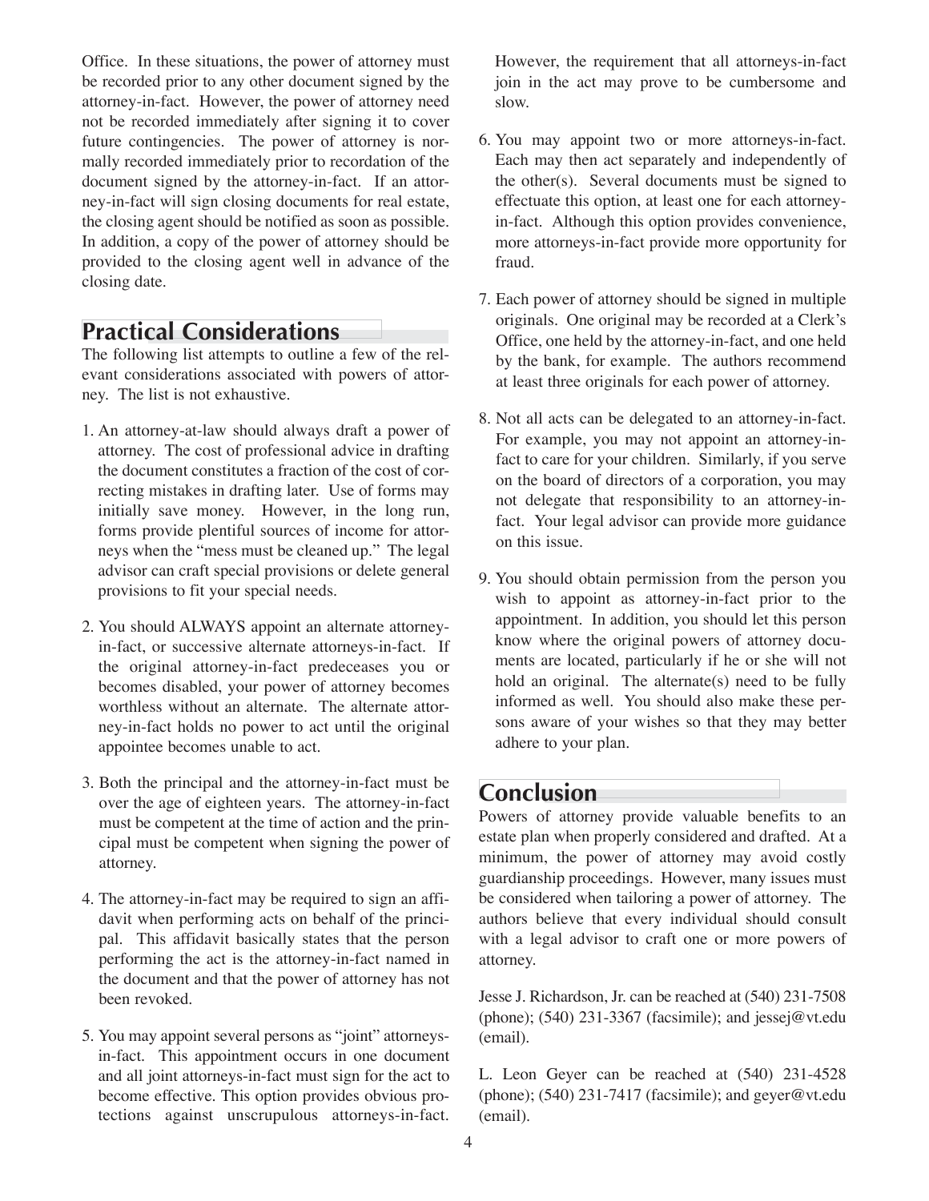Office. In these situations, the power of attorney must be recorded prior to any other document signed by the attorney-in-fact. However, the power of attorney need not be recorded immediately after signing it to cover future contingencies. The power of attorney is normally recorded immediately prior to recordation of the document signed by the attorney-in-fact. If an attorney-in-fact will sign closing documents for real estate, the closing agent should be notified as soon as possible. In addition, a copy of the power of attorney should be provided to the closing agent well in advance of the closing date.

## Practical Considerations

The following list attempts to outline a few of the relevant considerations associated with powers of attorney. The list is not exhaustive.

1. An attorney-at-law should always draft a power of attorney. The cost of professional advice in drafting the document constitutes a fraction of the cost of correcting mistakes in drafting later. Use of forms may initially save money. However, in the long run, forms provide plentiful sources of income for attorneys when the "mess must be cleaned up." The legal advisor can craft special provisions or delete general provisions to fit your special needs.

2. You should ALWAYS appoint an alternate attorney-in-fact, or successive alternate attorneys-in-fact. If the original attorney-in-fact predeceases you or becomes disabled, your power of attorney becomes worthless without an alternate. The alternate attorney-in-fact holds no power to act until the original appointee becomes unable to act.

3. Both the principal and the attorney-in-fact must be over the age of eighteen years. The attorney-in-fact must be competent at the time of action and the principal must be competent when signing the power of attorney.

4. The attorney-in-fact may be required to sign an affidavit when performing acts on behalf of the principal. This affidavit basically states that the person performing the act is the attorney-in-fact named in the document and that the power of attorney has not been revoked.

5. You may appoint several persons as "joint" attorneys-in-fact. This appointment occurs in one document and all joint attorneys-in-fact must sign for the act to become effective. This option provides obvious protections against unscrupulous attorneys-in-fact. However, the requirement that all attorneys-in-fact join in the act may prove to be cumbersome and slow.

6. You may appoint two or more attorneys-in-fact. Each may then act separately and independently of the other(s). Several documents must be signed to effectuate this option, at least one for each attorney-in-fact. Although this option provides convenience, more attorneys-in-fact provide more opportunity for fraud.

7. Each power of attorney should be signed in multiple originals. One original may be recorded at a Clerk's Office, one held by the attorney-in-fact, and one held by the bank, for example. The authors recommend at least three originals for each power of attorney.

8. Not all acts can be delegated to an attorney-in-fact. For example, you may not appoint an attorney-in-fact to care for your children. Similarly, if you serve on the board of directors of a corporation, you may not delegate that responsibility to an attorney-in-fact. Your legal advisor can provide more guidance on this issue.

9. You should obtain permission from the person you wish to appoint as attorney-in-fact prior to the appointment. In addition, you should let this person know where the original powers of attorney documents are located, particularly if he or she will not hold an original. The alternate(s) need to be fully informed as well. You should also make these persons aware of your wishes so that they may better adhere to your plan.

## Conclusion

Powers of attorney provide valuable benefits to an estate plan when properly considered and drafted. At a minimum, the power of attorney may avoid costly guardianship proceedings. However, many issues must be considered when tailoring a power of attorney. The authors believe that every individual should consult with a legal advisor to craft one or more powers of attorney.

Jesse J. Richardson, Jr. can be reached at (540) 231-7508 (phone); (540) 231-3367 (facsimile); and jessej@vt.edu (email).

L. Leon Geyer can be reached at (540) 231-4528 (phone); (540) 231-7417 (facsimile); and geyer@vt.edu (email).